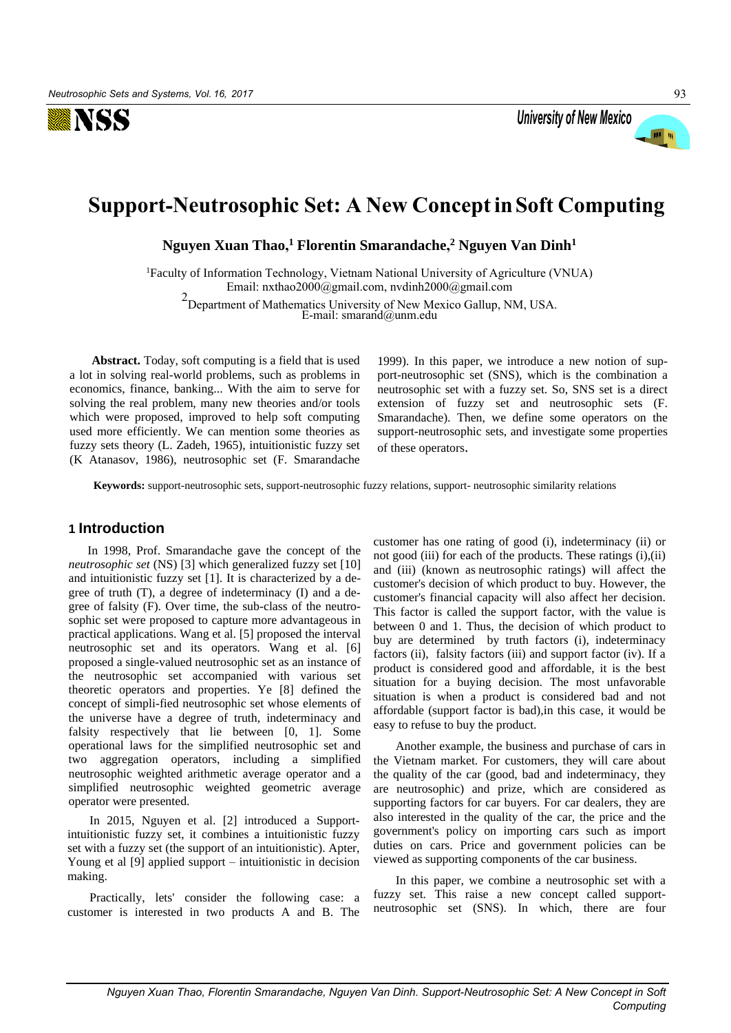# Support-Neutrosophic Set: A New Concept in Soft Computing

**Nguyen Xuan Thao,[1] Florentin Smarandache,[2] Nguyen Van Dinh[1]**

[1]Faculty of Information Technology, Vietnam National University of Agriculture (VNUA)
Email: nxthao2000@gmail.com, nvdinh2000@gmail.com

[2]Department of Mathematics University of New Mexico Gallup, NM, USA.
E-mail: smarand@unm.edu

**Abstract.** Today, soft computing is a field that is used a lot in solving real-world problems, such as problems in economics, finance, banking... With the aim to serve for solving the real problem, many new theories and/or tools which were proposed, improved to help soft computing used more efficiently. We can mention some theories as fuzzy sets theory (L. Zadeh, 1965), intuitionistic fuzzy set (K Atanasov, 1986), neutrosophic set (F. Smarandache 1999). In this paper, we introduce a new notion of support-neutrosophic set (SNS), which is the combination a neutrosophic set with a fuzzy set. So, SNS set is a direct extension of fuzzy set and neutrosophic sets (F. Smarandache). Then, we define some operators on the support-neutrosophic sets, and investigate some properties of these operators.

**Keywords:** support-neutrosophic sets, support-neutrosophic fuzzy relations, support- neutrosophic similarity relations

## 1 Introduction

In 1998, Prof. Smarandache gave the concept of the *neutrosophic set* (NS) [3] which generalized fuzzy set [10] and intuitionistic fuzzy set [1]. It is characterized by a degree of truth (T), a degree of indeterminacy (I) and a degree of falsity (F). Over time, the sub-class of the neutrosophic set were proposed to capture more advantageous in practical applications. Wang et al. [5] proposed the interval neutrosophic set and its operators. Wang et al. [6] proposed a single-valued neutrosophic set as an instance of the neutrosophic set accompanied with various set theoretic operators and properties. Ye [8] defined the concept of simpli-fied neutrosophic set whose elements of the universe have a degree of truth, indeterminacy and falsity respectively that lie between [0, 1]. Some operational laws for the simplified neutrosophic set and two aggregation operators, including a simplified neutrosophic weighted arithmetic average operator and a simplified neutrosophic weighted geometric average operator were presented.

In 2015, Nguyen et al. [2] introduced a Support-intuitionistic fuzzy set, it combines a intuitionistic fuzzy set with a fuzzy set (the support of an intuitionistic). Apter, Young et al [9] applied support – intuitionistic in decision making.

Practically, lets' consider the following case: a customer is interested in two products A and B. The customer has one rating of good (i), indeterminacy (ii) or not good (iii) for each of the products. These ratings (i),(ii) and (iii) (known as neutrosophic ratings) will affect the customer's decision of which product to buy. However, the customer's financial capacity will also affect her decision. This factor is called the support factor, with the value is between 0 and 1. Thus, the decision of which product to buy are determined by truth factors (i), indeterminacy factors (ii), falsity factors (iii) and support factor (iv). If a product is considered good and affordable, it is the best situation for a buying decision. The most unfavorable situation is when a product is considered bad and not affordable (support factor is bad),in this case, it would be easy to refuse to buy the product.

Another example, the business and purchase of cars in the Vietnam market. For customers, they will care about the quality of the car (good, bad and indeterminacy, they are neutrosophic) and prize, which are considered as supporting factors for car buyers. For car dealers, they are also interested in the quality of the car, the price and the government's policy on importing cars such as import duties on cars. Price and government policies can be viewed as supporting components of the car business.

In this paper, we combine a neutrosophic set with a fuzzy set. This raise a new concept called support-neutrosophic set (SNS). In which, there are four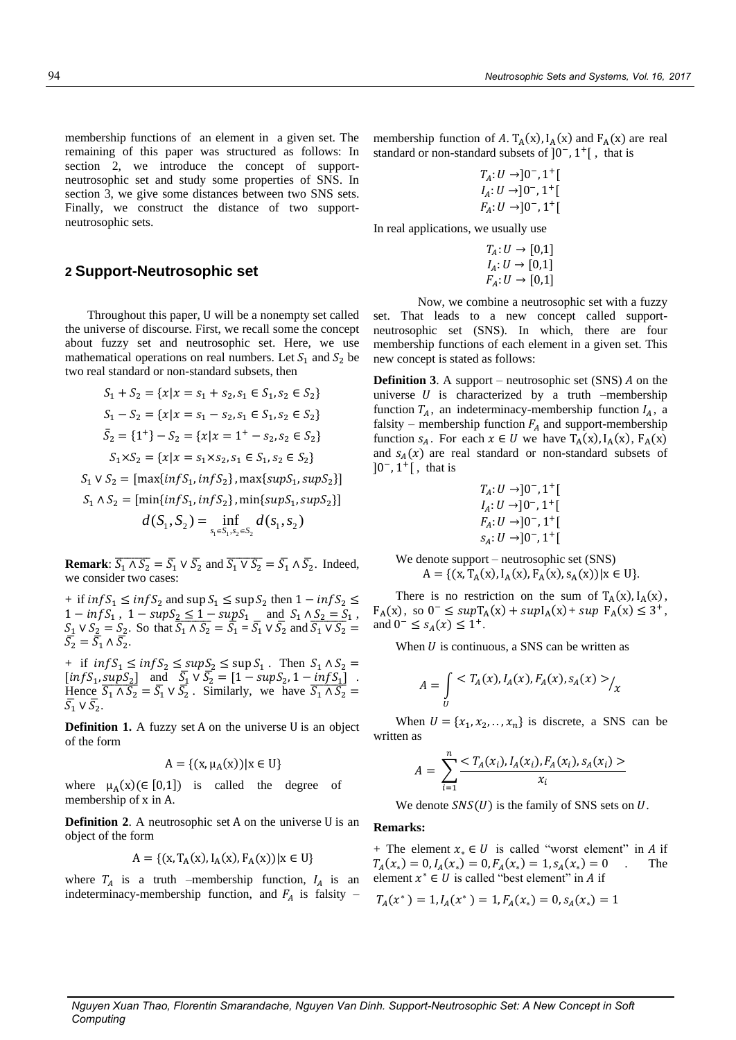membership functions of an element in a given set. The remaining of this paper was structured as follows: In section 2, we introduce the concept of support-neutrosophic set and study some properties of SNS. In section 3, we give some distances between two SNS sets. Finally, we construct the distance of two support-neutrosophic sets.

## 2 Support-Neutrosophic set

Throughout this paper, U will be a nonempty set called the universe of discourse. First, we recall some the concept about fuzzy set and neutrosophic set. Here, we use mathematical operations on real numbers. Let $S_1$ and $S_2$ be two real standard or non-standard subsets, then

$$S_1 + S_2 = \{x | x = s_1 + s_2, s_1 \in S_1, s_2 \in S_2\}$$

$$S_1 - S_2 = \{x | x = s_1 - s_2, s_1 \in S_1, s_2 \in S_2\}$$

$$\bar{S}_2 = \{1^+\} - S_2 = \{x | x = 1^+ - s_2, s_2 \in S_2\}$$

$$S_1 \times S_2 = \{x | x = s_1 \times s_2, s_1 \in S_1, s_2 \in S_2\}$$

$$S_1 \vee S_2 = [\max\{infS_1, infS_2\}, \max\{supS_1, supS_2\}]$$

$$S_1 \wedge S_2 = [\min\{infS_1, infS_2\}, \min\{supS_1, supS_2\}]$$

$$d(S_1, S_2) = \inf_{s_1 \in S_1, s_2 \in S_2} d(s_1, s_2)$$

**Remark**: $\overline{S_1 \wedge S_2} = \bar{S_1} \vee \bar{S_2}$ and $\overline{S_1 \vee S_2} = \bar{S_1} \wedge \bar{S_2}$. Indeed, we consider two cases:

+ if $infS_1 \leq infS_2$ and $\sup S_1 \leq \sup S_2$ then $1 - infS_2 \leq 1 - infS_1$, $1 - supS_2 \leq 1 - supS_1$ and $S_1 \wedge S_2 = S_1$, $S_1 \vee S_2 = S_2$. So that $\overline{S_1 \wedge S_2} = \bar{S_1} = \bar{S_1} \vee \bar{S_2}$ and $\overline{S_1 \vee S_2} = \bar{S_2} = \bar{S_1} \wedge \bar{S_2}$.

+ if $infS_1 \leq infS_2 \leq supS_2 \leq \sup S_1$. Then $S_1 \wedge S_2 = [infS_1, supS_2]$ and $\bar{S_1} \vee \bar{S_2} = [1 - supS_2, 1 - infS_1]$. Hence $\overline{S_1 \wedge S_2} = \bar{S_1} \vee \bar{S_2}$. Similarly, we have $\overline{S_1 \wedge S_2} = \bar{S_1} \vee \bar{S_2}$.

**Definition 1.** A fuzzy set A on the universe U is an object of the form

$$A = \{(x, \mu_A(x)) | x \in U\}$$

where $\mu_A(x) (\in [0,1])$ is called the degree of membership of x in A.

**Definition 2**. A neutrosophic set A on the universe U is an object of the form

$$A = \{(x, T_A(x), I_A(x), F_A(x)) | x \in U\}$$

where $T_A$ is a truth –membership function, $I_A$ is an indeterminacy-membership function, and $F_A$ is falsity – membership function of $A$. $T_A(x), I_A(x)$ and $F_A(x)$ are real standard or non-standard subsets of $]0^-, 1^+[$, that is

$$T_A: U \to ]0^-, 1^+[$$
$$I_A: U \to ]0^-, 1^+[$$
$$F_A: U \to ]0^-, 1^+[$$

In real applications, we usually use

$$T_A: U \to [0,1]$$
$$I_A: U \to [0,1]$$
$$F_A: U \to [0,1]$$

Now, we combine a neutrosophic set with a fuzzy set. That leads to a new concept called support-neutrosophic set (SNS). In which, there are four membership functions of each element in a given set. This new concept is stated as follows:

**Definition 3**. A support – neutrosophic set (SNS) $A$ on the universe $U$ is characterized by a truth –membership function $T_A$, an indeterminacy-membership function $I_A$, a falsity – membership function $F_A$ and support-membership function $s_A$. For each $x \in U$ we have $T_A(x), I_A(x)$, $F_A(x)$ and $s_A(x)$ are real standard or non-standard subsets of $]0^-, 1^+[$, that is

$$T_A: U \to ]0^-, 1^+[$$
$$I_A: U \to ]0^-, 1^+[$$
$$F_A: U \to ]0^-, 1^+[$$
$$s_A: U \to ]0^-, 1^+[$$

We denote support – neutrosophic set (SNS)

$$A = \{(x, T_A(x), I_A(x), F_A(x), s_A(x)) | x \in U\}.$$

There is no restriction on the sum of $T_A(x), I_A(x)$, $F_A(x)$, so $0^- \leq supT_A(x) + supI_A(x) + sup\ F_A(x) \leq 3^+$, and $0^- \leq s_A(x) \leq 1^+$.

When $U$ is continuous, a SNS can be written as

$$A = \int_U < T_A(x), I_A(x), F_A(x), s_A(x) > \big/ x$$

When $U = \{x_1, x_2, .., x_n\}$ is discrete, a SNS can be written as

$$A = \sum_{i=1}^{n} \frac{< T_A(x_i), I_A(x_i), F_A(x_i), s_A(x_i) >}{x_i}$$

We denote $SNS(U)$ is the family of SNS sets on $U$.

**Remarks:**

+ The element $x_* \in U$ is called "worst element" in $A$ if $T_A(x_*) = 0, I_A(x_*) = 0, F_A(x_*) = 1, s_A(x_*) = 0$. The element $x^* \in U$ is called "best element" in $A$ if

$$T_A(x^*) = 1, I_A(x^*) = 1, F_A(x_*) = 0, s_A(x_*) = 1$$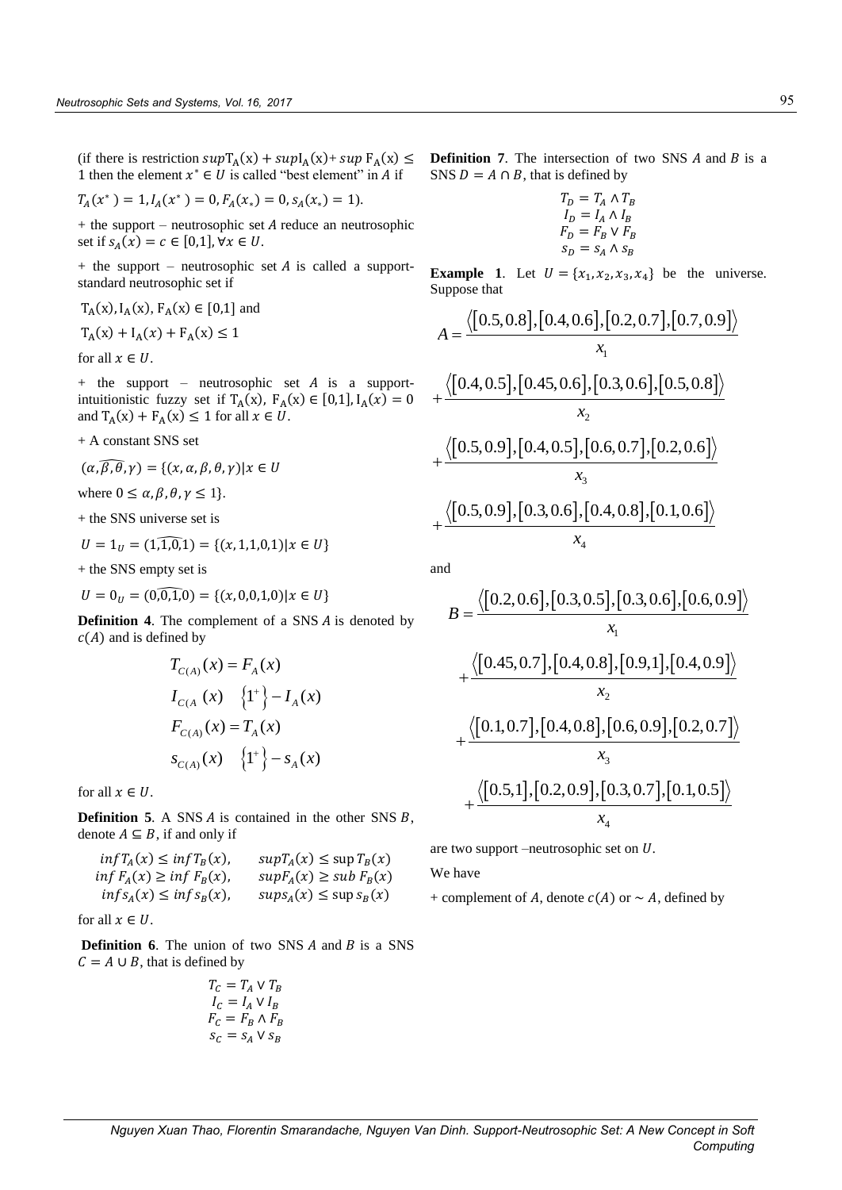(if there is restriction $sup T_A(x) + sup I_A(x) + sup\ F_A(x) \leq 1$ then the element $x^* \in U$ is called "best element" in $A$ if

$T_A(x^*) = 1, I_A(x^*) = 0, F_A(x_*) = 0, s_A(x_*) = 1$).

+ the support – neutrosophic set $A$ reduce an neutrosophic set if $s_A(x) = c \in [0,1], \forall x \in U$.

+ the support – neutrosophic set $A$ is called a support-standard neutrosophic set if

$T_A(x), I_A(x), F_A(x) \in [0,1]$ and

$T_A(x) + I_A(x) + F_A(x) \leq 1$

for all $x \in U$.

+ the support – neutrosophic set $A$ is a support-intuitionistic fuzzy set if $T_A(x),\ F_A(x) \in [0,1], I_A(x) = 0$ and $T_A(x) + F_A(x) \leq 1$ for all $x \in U$.

+ A constant SNS set

$(\alpha, \widehat{\beta, \theta}, \gamma) = \{(x, \alpha, \beta, \theta, \gamma) | x \in U$

where $0 \leq \alpha, \beta, \theta, \gamma \leq 1\}$.

+ the SNS universe set is

$U = 1_U = (1, \widehat{1, 0}, 1) = \{(x, 1, 1, 0, 1) | x \in U\}$

+ the SNS empty set is

$U = 0_U = (0, \widehat{0, 1}, 0) = \{(x, 0, 0, 1, 0) | x \in U\}$

**Definition 4**. The complement of a SNS $A$ is denoted by $c(A)$ and is defined by

$$T_{C(A)}(x) = F_A(x)$$
$$I_{C(A}(x) \quad \{1^+\} - I_A(x)$$
$$F_{C(A)}(x) = T_A(x)$$
$$s_{C(A)}(x) \quad \{1^+\} - s_A(x)$$

for all $x \in U$.

**Definition 5**. A SNS $A$ is contained in the other SNS $B$, denote $A \subseteq B$, if and only if

$$inf T_A(x) \leq inf T_B(x), \qquad sup T_A(x) \leq \sup T_B(x)$$
$$inf\ F_A(x) \geq inf\ F_B(x), \qquad sup F_A(x) \geq sub\ F_B(x)$$
$$inf s_A(x) \leq inf s_B(x), \qquad sup s_A(x) \leq \sup s_B(x)$$

for all $x \in U$.

**Definition 6**. The union of two SNS $A$ and $B$ is a SNS $C = A \cup B$, that is defined by

$$T_C = T_A \vee T_B$$
$$I_C = I_A \vee I_B$$
$$F_C = F_B \wedge F_B$$
$$s_C = s_A \vee s_B$$

**Definition 7**. The intersection of two SNS $A$ and $B$ is a SNS $D = A \cap B$, that is defined by

$$T_D = T_A \wedge T_B$$
$$I_D = I_A \wedge I_B$$
$$F_D = F_B \vee F_B$$
$$s_D = s_A \wedge s_B$$

**Example 1**. Let $U = \{x_1, x_2, x_3, x_4\}$ be the universe. Suppose that

$$A = \frac{\langle [0.5, 0.8], [0.4, 0.6], [0.2, 0.7], [0.7, 0.9] \rangle}{x_1}$$
$$+ \frac{\langle [0.4, 0.5], [0.45, 0.6], [0.3, 0.6], [0.5, 0.8] \rangle}{x_2}$$
$$+ \frac{\langle [0.5, 0.9], [0.4, 0.5], [0.6, 0.7], [0.2, 0.6] \rangle}{x_3}$$
$$+ \frac{\langle [0.5, 0.9], [0.3, 0.6], [0.4, 0.8], [0.1, 0.6] \rangle}{x_4}$$

and

$$B = \frac{\langle [0.2, 0.6], [0.3, 0.5], [0.3, 0.6], [0.6, 0.9] \rangle}{x_1}$$
$$+ \frac{\langle [0.45, 0.7], [0.4, 0.8], [0.9, 1], [0.4, 0.9] \rangle}{x_2}$$
$$+ \frac{\langle [0.1, 0.7], [0.4, 0.8], [0.6, 0.9], [0.2, 0.7] \rangle}{x_3}$$
$$+ \frac{\langle [0.5, 1], [0.2, 0.9], [0.3, 0.7], [0.1, 0.5] \rangle}{x_4}$$

are two support –neutrosophic set on $U$.

We have

+ complement of $A$, denote $c(A)$ or $\sim A$, defined by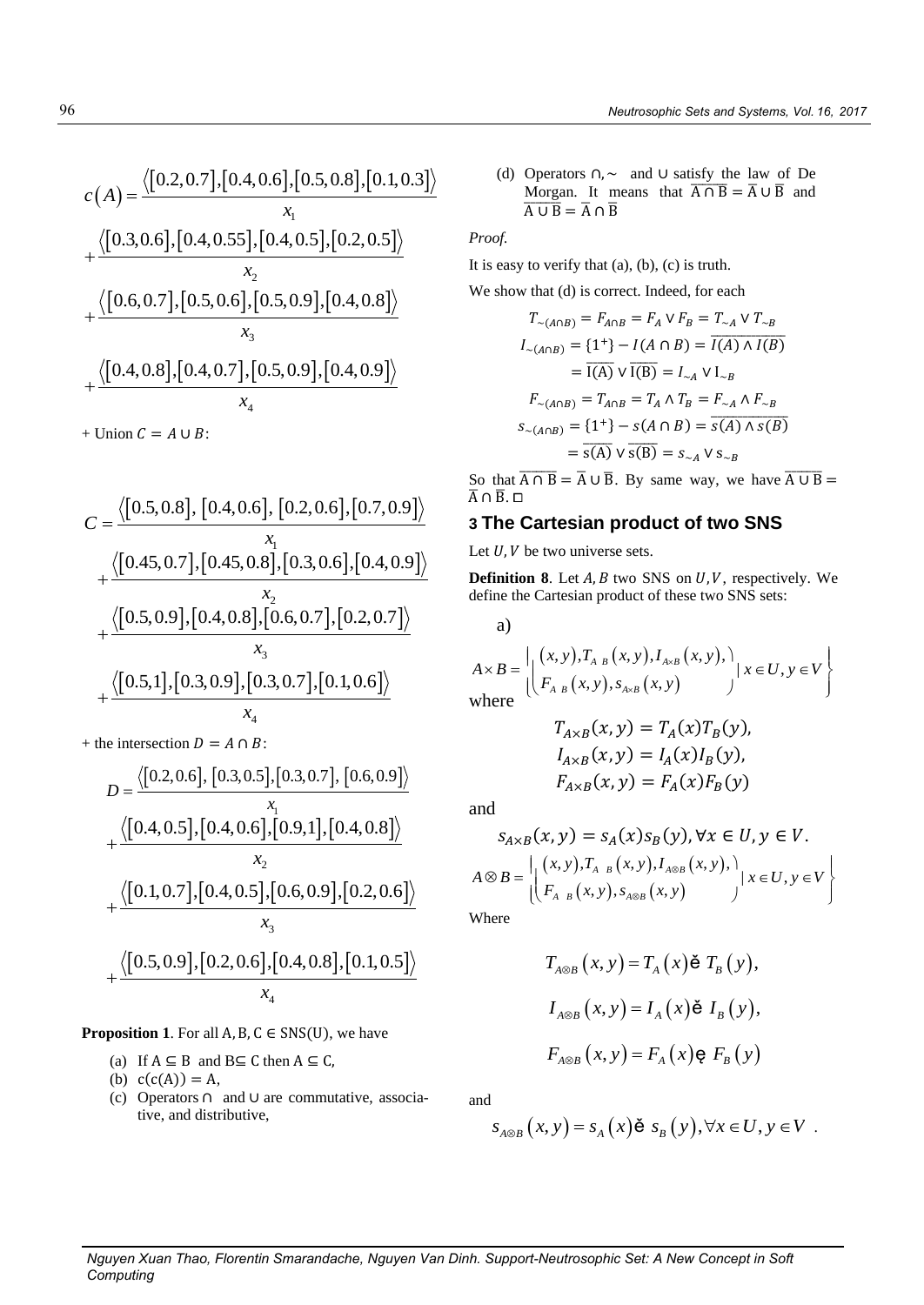$$c(A)=\frac{\langle[0.2,0.7],[0.4,0.6],[0.5,0.8],[0.1,0.3]\rangle}{x_1}+\frac{\langle[0.3,0.6],[0.4,0.55],[0.4,0.5],[0.2,0.5]\rangle}{x_2}+\frac{\langle[0.6,0.7],[0.5,0.6],[0.5,0.9],[0.4,0.8]\rangle}{x_3}+\frac{\langle[0.4,0.8],[0.4,0.7],[0.5,0.9],[0.4,0.9]\rangle}{x_4}$$

+ Union $C = A \cup B$:

$$C=\frac{\langle[0.5,0.8],[0.4,0.6],[0.2,0.6],[0.7,0.9]\rangle}{x_1}+\frac{\langle[0.45,0.7],[0.45,0.8],[0.3,0.6],[0.4,0.9]\rangle}{x_2}+\frac{\langle[0.5,0.9],[0.4,0.8],[0.6,0.7],[0.2,0.7]\rangle}{x_3}+\frac{\langle[0.5,1],[0.3,0.9],[0.3,0.7],[0.1,0.6]\rangle}{x_4}$$

+ the intersection $D = A \cap B$:

$$D=\frac{\langle[0.2,0.6],[0.3,0.5],[0.3,0.7],[0.6,0.9]\rangle}{x_1}+\frac{\langle[0.4,0.5],[0.4,0.6],[0.9,1],[0.4,0.8]\rangle}{x_2}+\frac{\langle[0.1,0.7],[0.4,0.5],[0.6,0.9],[0.2,0.6]\rangle}{x_3}+\frac{\langle[0.5,0.9],[0.2,0.6],[0.4,0.8],[0.1,0.5]\rangle}{x_4}$$

**Proposition 1**. For all $A, B, C \in SNS(U)$, we have

(a) If $A \subseteq B$ and $B \subseteq C$ then $A \subseteq C$,

(b) $c(c(A)) = A$,

(c) Operators $\cap$ and $\cup$ are commutative, associative, and distributive,

(d) Operators $\cap, \sim$ and $\cup$ satisfy the law of De Morgan. It means that $\overline{A \cap B} = \overline{A} \cup \overline{B}$ and $\overline{A \cup B} = \overline{A} \cap \overline{B}$

*Proof.*

It is easy to verify that (a), (b), (c) is truth.

We show that (d) is correct. Indeed, for each

$$T_{\sim(A\cap B)} = F_{A\cap B} = F_A \vee F_B = T_{\sim A} \vee T_{\sim B}$$

$$I_{\sim(A\cap B)} = \{1^+\} - I(A \cap B) = \overline{I(A) \wedge I(B)}$$

$$= \overline{I(A)} \vee \overline{I(B)} = I_{\sim A} \vee I_{\sim B}$$

$$F_{\sim(A\cap B)} = T_{A\cap B} = T_A \wedge T_B = F_{\sim A} \wedge F_{\sim B}$$

$$s_{\sim(A\cap B)} = \{1^+\} - s(A \cap B) = \overline{s(A) \wedge s(B)}$$

$$= \overline{s(A)} \vee \overline{s(B)} = s_{\sim A} \vee s_{\sim B}$$

So that $\overline{A \cap B} = \overline{A} \cup \overline{B}$. By same way, we have $\overline{A \cup B} = \overline{A} \cap \overline{B}$. □

## 3 The Cartesian product of two SNS

Let $U, V$ be two universe sets.

**Definition 8**. Let $A, B$ two SNS on $U, V$, respectively. We define the Cartesian product of these two SNS sets:

a)

$$A \times B = \left\{ \left\langle (x,y), T_{A\times B}(x,y), I_{A\times B}(x,y), F_{A\times B}(x,y), s_{A\times B}(x,y) \right\rangle \mid x \in U, y \in V \right\}$$

where

$$T_{A\times B}(x,y) = T_A(x)T_B(y),$$

$$I_{A\times B}(x,y) = I_A(x)I_B(y),$$

$$F_{A\times B}(x,y) = F_A(x)F_B(y)$$

and

$$s_{A\times B}(x,y) = s_A(x)s_B(y), \forall x \in U, y \in V.$$

$$A \otimes B = \left\{ \left\langle (x,y), T_{A\otimes B}(x,y), I_{A\otimes B}(x,y), F_{A\otimes B}(x,y), s_{A\otimes B}(x,y) \right\rangle \mid x \in U, y \in V \right\}$$

Where

$$T_{A\otimes B}(x,y) = T_A(x) \wedge T_B(y),$$

$$I_{A\otimes B}(x,y) = I_A(x) \wedge I_B(y),$$

$$F_{A\otimes B}(x,y) = F_A(x) \vee F_B(y)$$

and

$$s_{A\otimes B}(x,y) = s_A(x) \wedge s_B(y), \forall x \in U, y \in V.$$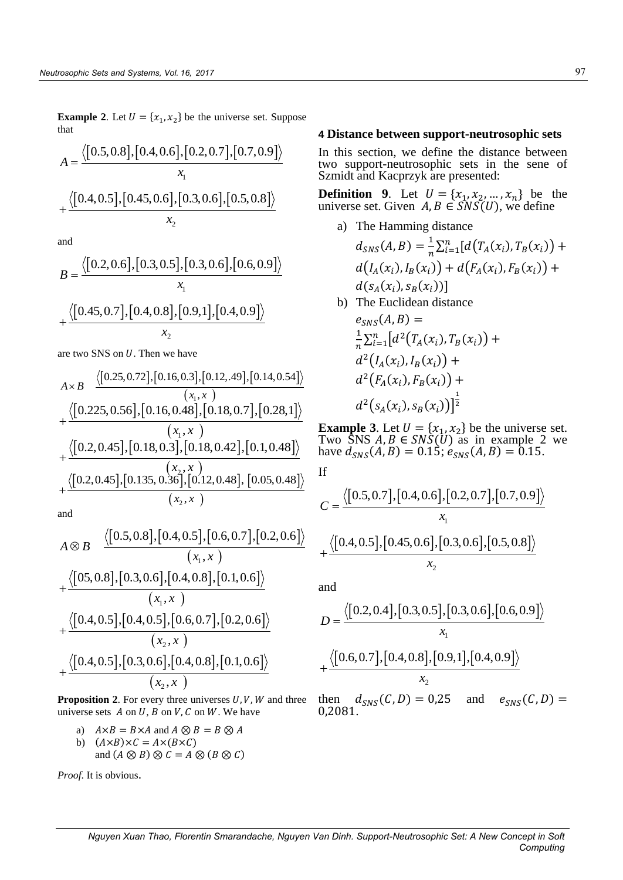**Example 2**. Let $U = \{x_1, x_2\}$ be the universe set. Suppose that

$$A = \frac{\langle [0.5, 0.8], [0.4, 0.6], [0.2, 0.7], [0.7, 0.9] \rangle}{x_1} + \frac{\langle [0.4, 0.5], [0.45, 0.6], [0.3, 0.6], [0.5, 0.8] \rangle}{x_2}$$

and

$$B = \frac{\langle [0.2, 0.6], [0.3, 0.5], [0.3, 0.6], [0.6, 0.9] \rangle}{x_1} + \frac{\langle [0.45, 0.7], [0.4, 0.8], [0.9, 1], [0.4, 0.9] \rangle}{x_2}$$

are two SNS on $U$. Then we have

$$A \times B \quad \frac{\langle [0.25, 0.72], [0.16, 0.3], [0.12, .49], [0.14, 0.54] \rangle}{(x_1, x\ )} + \frac{\langle [0.225, 0.56], [0.16, 0.48], [0.18, 0.7], [0.28, 1] \rangle}{(x_1, x\ )} + \frac{\langle [0.2, 0.45], [0.18, 0.3], [0.18, 0.42], [0.1, 0.48] \rangle}{(x_2, x\ )} + \frac{\langle [0.2, 0.45], [0.135, 0.36], [0.12, 0.48], [0.05, 0.48] \rangle}{(x_2, x\ )}$$

and

$$A \otimes B \quad \frac{\langle [0.5, 0.8], [0.4, 0.5], [0.6, 0.7], [0.2, 0.6] \rangle}{(x_1, x\ )} + \frac{\langle [05, 0.8], [0.3, 0.6], [0.4, 0.8], [0.1, 0.6] \rangle}{(x_1, x\ )} + \frac{\langle [0.4, 0.5], [0.4, 0.5], [0.6, 0.7], [0.2, 0.6] \rangle}{(x_2, x\ )} + \frac{\langle [0.4, 0.5], [0.3, 0.6], [0.4, 0.8], [0.1, 0.6] \rangle}{(x_2, x\ )}$$

**Proposition 2**. For every three universes $U, V, W$ and three universe sets $A$ on $U$, $B$ on $V$, $C$ on $W$. We have

a) $A \times B = B \times A$ and $A \otimes B = B \otimes A$
b) $(A \times B) \times C = A \times (B \times C)$
and $(A \otimes B) \otimes C = A \otimes (B \otimes C)$

*Proof*. It is obvious.

## 4 Distance between support-neutrosophic sets

In this section, we define the distance between two support-neutrosophic sets in the sene of Szmidt and Kacprzyk are presented:

**Definition 9**. Let $U = \{x_1, x_2, \dots, x_n\}$ be the universe set. Given $A, B \in SNS(U)$, we define

a) The Hamming distance

$$d_{SNS}(A, B) = \frac{1}{n}\sum_{i=1}^{n}[d(T_A(x_i), T_B(x_i)) + d(I_A(x_i), I_B(x_i)) + d(F_A(x_i), F_B(x_i)) + d(s_A(x_i), s_B(x_i))]$$

b) The Euclidean distance

$$e_{SNS}(A, B) = \frac{1}{n}\sum_{i=1}^{n}\left[d^2(T_A(x_i), T_B(x_i)) + d^2(I_A(x_i), I_B(x_i)) + d^2(F_A(x_i), F_B(x_i)) + d^2(s_A(x_i), s_B(x_i))\right]^{\frac{1}{2}}$$

**Example 3**. Let $U = \{x_1, x_2\}$ be the universe set. Two SNS $A, B \in SNS(U)$ as in example 2 we have $d_{SNS}(A, B) = 0.15$; $e_{SNS}(A, B) = 0.15$.

If

$$C = \frac{\langle [0.5, 0.7], [0.4, 0.6], [0.2, 0.7], [0.7, 0.9] \rangle}{x_1} + \frac{\langle [0.4, 0.5], [0.45, 0.6], [0.3, 0.6], [0.5, 0.8] \rangle}{x_2}$$

and

$$D = \frac{\langle [0.2, 0.4], [0.3, 0.5], [0.3, 0.6], [0.6, 0.9] \rangle}{x_1} + \frac{\langle [0.6, 0.7], [0.4, 0.8], [0.9, 1], [0.4, 0.9] \rangle}{x_2}$$

then $d_{SNS}(C, D) = 0{,}25$ and $e_{SNS}(C, D) = 0{,}2081$.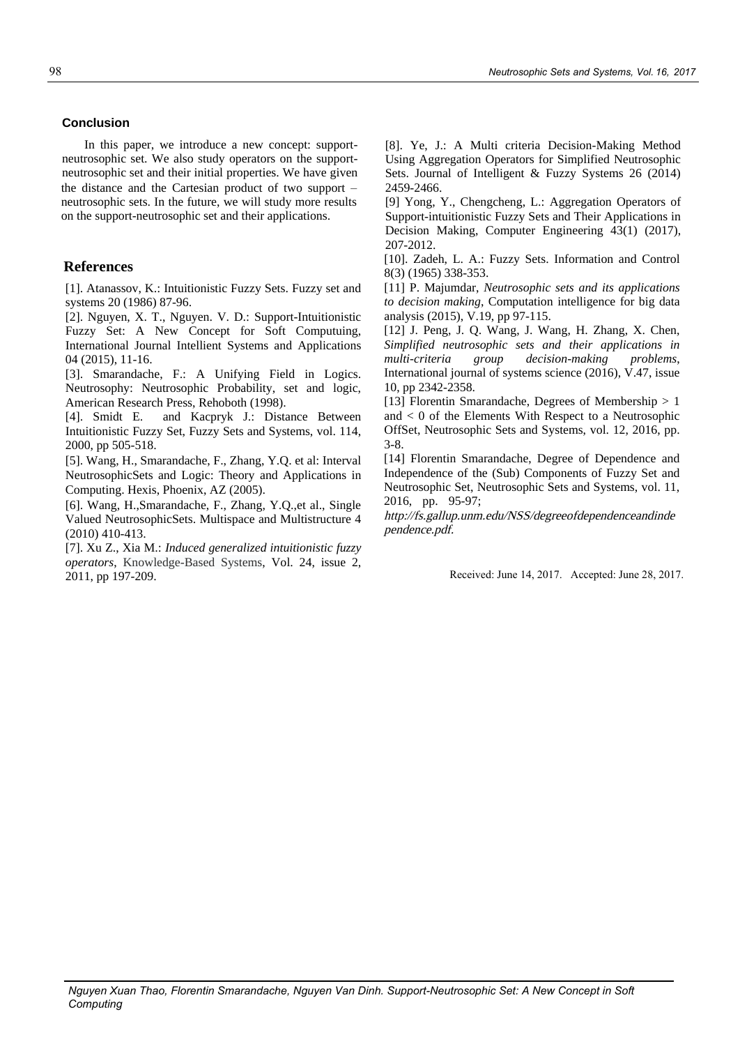## Conclusion

In this paper, we introduce a new concept: support-neutrosophic set. We also study operators on the support-neutrosophic set and their initial properties. We have given the distance and the Cartesian product of two support – neutrosophic sets. In the future, we will study more results on the support-neutrosophic set and their applications.

## References

[1]. Atanassov, K.: Intuitionistic Fuzzy Sets. Fuzzy set and systems 20 (1986) 87-96.

[2]. Nguyen, X. T., Nguyen. V. D.: Support-Intuitionistic Fuzzy Set: A New Concept for Soft Computuing, International Journal Intellient Systems and Applications 04 (2015), 11-16.

[3]. Smarandache, F.: A Unifying Field in Logics. Neutrosophy: Neutrosophic Probability, set and logic, American Research Press, Rehoboth (1998).

[4]. Smidt E. and Kacpryk J.: Distance Between Intuitionistic Fuzzy Set, Fuzzy Sets and Systems, vol. 114, 2000, pp 505-518.

[5]. Wang, H., Smarandache, F., Zhang, Y.Q. et al: Interval NeutrosophicSets and Logic: Theory and Applications in Computing. Hexis, Phoenix, AZ (2005).

[6]. Wang, H.,Smarandache, F., Zhang, Y.Q.,et al., Single Valued NeutrosophicSets. Multispace and Multistructure 4 (2010) 410-413.

[7]. Xu Z., Xia M.: *Induced generalized intuitionistic fuzzy operators*, Knowledge-Based Systems, Vol. 24, issue 2, 2011, pp 197-209.

[8]. Ye, J.: A Multi criteria Decision-Making Method Using Aggregation Operators for Simplified Neutrosophic Sets. Journal of Intelligent & Fuzzy Systems 26 (2014) 2459-2466.

[9] Yong, Y., Chengcheng, L.: Aggregation Operators of Support-intuitionistic Fuzzy Sets and Their Applications in Decision Making, Computer Engineering 43(1) (2017), 207-2012.

[10]. Zadeh, L. A.: Fuzzy Sets. Information and Control 8(3) (1965) 338-353.

[11] P. Majumdar, *Neutrosophic sets and its applications to decision making*, Computation intelligence for big data analysis (2015), V.19, pp 97-115.

[12] J. Peng, J. Q. Wang, J. Wang, H. Zhang, X. Chen, *Simplified neutrosophic sets and their applications in multi-criteria group decision-making problems*, International journal of systems science (2016), V.47, issue 10, pp 2342-2358.

[13] Florentin Smarandache, Degrees of Membership > 1 and < 0 of the Elements With Respect to a Neutrosophic OffSet, Neutrosophic Sets and Systems, vol. 12, 2016, pp. 3-8.

[14] Florentin Smarandache, Degree of Dependence and Independence of the (Sub) Components of Fuzzy Set and Neutrosophic Set, Neutrosophic Sets and Systems, vol. 11, 2016, pp. 95-97; *http://fs.gallup.unm.edu/NSS/degreeofdependenceandindependence.pdf.*

Received: June 14, 2017. Accepted: June 28, 2017.